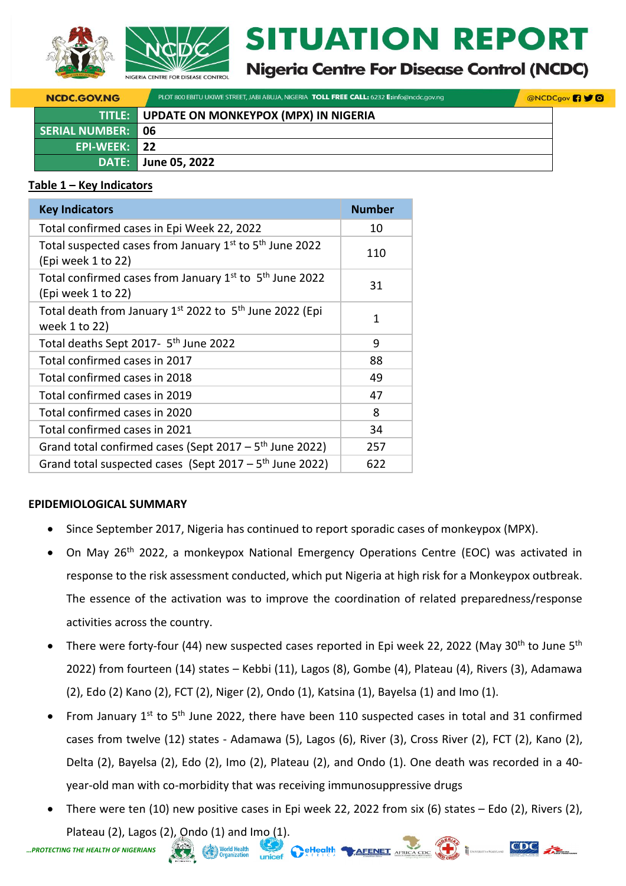# SITUATION REPORT

## Nigeria Centre For Disease Control (NCDC)

NCDC.GOV.NG | PLOT 800 EBITU UKIWE STREET, JABI ABUJA, NIGERIA **TOLL FREE CALL:** 6232 **E:** info@ncdc.gov.ng | @NCDCgov

| | |
|---|---|
| **TITLE:** | **UPDATE ON MONKEYPOX (MPX) IN NIGERIA** |
| **SERIAL NUMBER:** | **06** |
| **EPI-WEEK:** | **22** |
| **DATE:** | **June 05, 2022** |

**Table 1 – Key Indicators**

| Key Indicators | Number |
|---|---|
| Total confirmed cases in Epi Week 22, 2022 | 10 |
| Total suspected cases from January 1st to 5th June 2022 (Epi week 1 to 22) | 110 |
| Total confirmed cases from January 1st to 5th June 2022 (Epi week 1 to 22) | 31 |
| Total death from January 1st 2022 to 5th June 2022 (Epi week 1 to 22) | 1 |
| Total deaths Sept 2017- 5th June 2022 | 9 |
| Total confirmed cases in 2017 | 88 |
| Total confirmed cases in 2018 | 49 |
| Total confirmed cases in 2019 | 47 |
| Total confirmed cases in 2020 | 8 |
| Total confirmed cases in 2021 | 34 |
| Grand total confirmed cases (Sept 2017 – 5th June 2022) | 257 |
| Grand total suspected cases (Sept 2017 – 5th June 2022) | 622 |

**EPIDEMIOLOGICAL SUMMARY**

- Since September 2017, Nigeria has continued to report sporadic cases of monkeypox (MPX).
- On May 26th 2022, a monkeypox National Emergency Operations Centre (EOC) was activated in response to the risk assessment conducted, which put Nigeria at high risk for a Monkeypox outbreak. The essence of the activation was to improve the coordination of related preparedness/response activities across the country.
- There were forty-four (44) new suspected cases reported in Epi week 22, 2022 (May 30th to June 5th 2022) from fourteen (14) states – Kebbi (11), Lagos (8), Gombe (4), Plateau (4), Rivers (3), Adamawa (2), Edo (2) Kano (2), FCT (2), Niger (2), Ondo (1), Katsina (1), Bayelsa (1) and Imo (1).
- From January 1st to 5th June 2022, there have been 110 suspected cases in total and 31 confirmed cases from twelve (12) states - Adamawa (5), Lagos (6), River (3), Cross River (2), FCT (2), Kano (2), Delta (2), Bayelsa (2), Edo (2), Imo (2), Plateau (2), and Ondo (1). One death was recorded in a 40-year-old man with co-morbidity that was receiving immunosuppressive drugs
- There were ten (10) new positive cases in Epi week 22, 2022 from six (6) states – Edo (2), Rivers (2), Plateau (2), Lagos (2), Ondo (1) and Imo (1).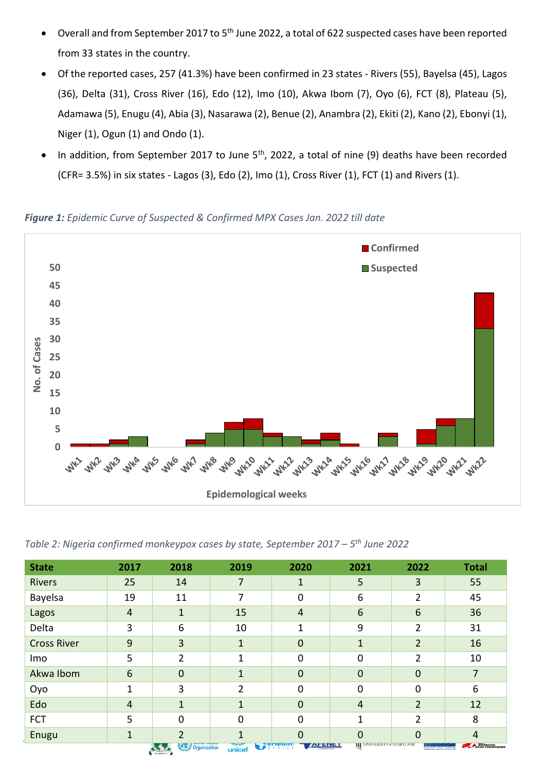- Overall and from September 2017 to 5th June 2022, a total of 622 suspected cases have been reported from 33 states in the country.
- Of the reported cases, 257 (41.3%) have been confirmed in 23 states - Rivers (55), Bayelsa (45), Lagos (36), Delta (31), Cross River (16), Edo (12), Imo (10), Akwa Ibom (7), Oyo (6), FCT (8), Plateau (5), Adamawa (5), Enugu (4), Abia (3), Nasarawa (2), Benue (2), Anambra (2), Ekiti (2), Kano (2), Ebonyi (1), Niger (1), Ogun (1) and Ondo (1).
- In addition, from September 2017 to June 5th, 2022, a total of nine (9) deaths have been recorded (CFR= 3.5%) in six states - Lagos (3), Edo (2), Imo (1), Cross River (1), FCT (1) and Rivers (1).

***Figure 1:*** *Epidemic Curve of Suspected & Confirmed MPX Cases Jan. 2022 till date*

*Table 2: Nigeria confirmed monkeypox cases by state, September 2017 – 5th June 2022*

| State | 2017 | 2018 | 2019 | 2020 | 2021 | 2022 | Total |
|---|---|---|---|---|---|---|---|
| Rivers | 25 | 14 | 7 | 1 | 5 | 3 | 55 |
| Bayelsa | 19 | 11 | 7 | 0 | 6 | 2 | 45 |
| Lagos | 4 | 1 | 15 | 4 | 6 | 6 | 36 |
| Delta | 3 | 6 | 10 | 1 | 9 | 2 | 31 |
| Cross River | 9 | 3 | 1 | 0 | 1 | 2 | 16 |
| Imo | 5 | 2 | 1 | 0 | 0 | 2 | 10 |
| Akwa Ibom | 6 | 0 | 1 | 0 | 0 | 0 | 7 |
| Oyo | 1 | 3 | 2 | 0 | 0 | 0 | 6 |
| Edo | 4 | 1 | 1 | 0 | 4 | 2 | 12 |
| FCT | 5 | 0 | 0 | 0 | 1 | 2 | 8 |
| Enugu | 1 | 2 | 1 | 0 | 0 | 0 | 4 |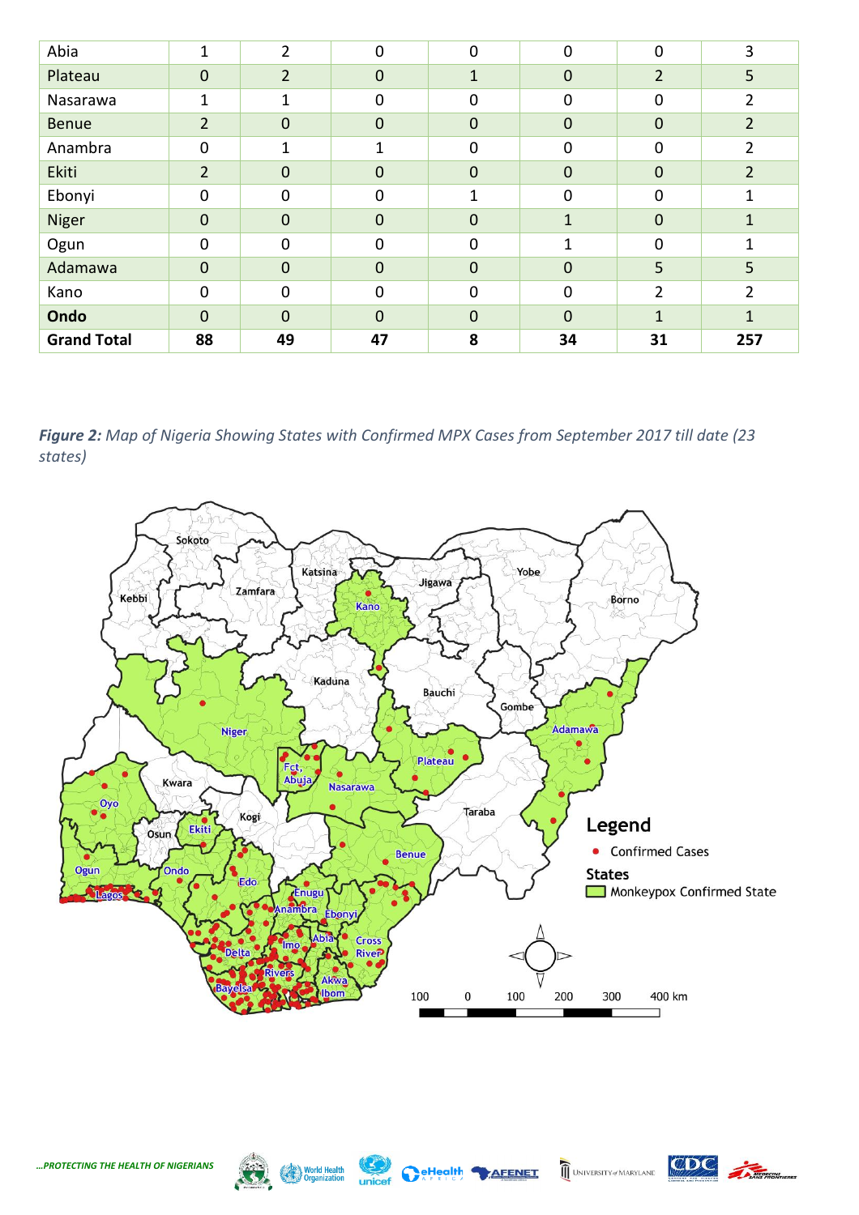| Abia | 1 | 2 | 0 | 0 | 0 | 0 | 3 |
|---|---|---|---|---|---|---|---|
| Plateau | 0 | 2 | 0 | 1 | 0 | 2 | 5 |
| Nasarawa | 1 | 1 | 0 | 0 | 0 | 0 | 2 |
| Benue | 2 | 0 | 0 | 0 | 0 | 0 | 2 |
| Anambra | 0 | 1 | 1 | 0 | 0 | 0 | 2 |
| Ekiti | 2 | 0 | 0 | 0 | 0 | 0 | 2 |
| Ebonyi | 0 | 0 | 0 | 1 | 0 | 0 | 1 |
| Niger | 0 | 0 | 0 | 0 | 1 | 0 | 1 |
| Ogun | 0 | 0 | 0 | 0 | 1 | 0 | 1 |
| Adamawa | 0 | 0 | 0 | 0 | 0 | 5 | 5 |
| Kano | 0 | 0 | 0 | 0 | 0 | 2 | 2 |
| **Ondo** | 0 | 0 | 0 | 0 | 0 | 1 | 1 |
| **Grand Total** | **88** | **49** | **47** | **8** | **34** | **31** | **257** |

***Figure 2:*** *Map of Nigeria Showing States with Confirmed MPX Cases from September 2017 till date (23 states)*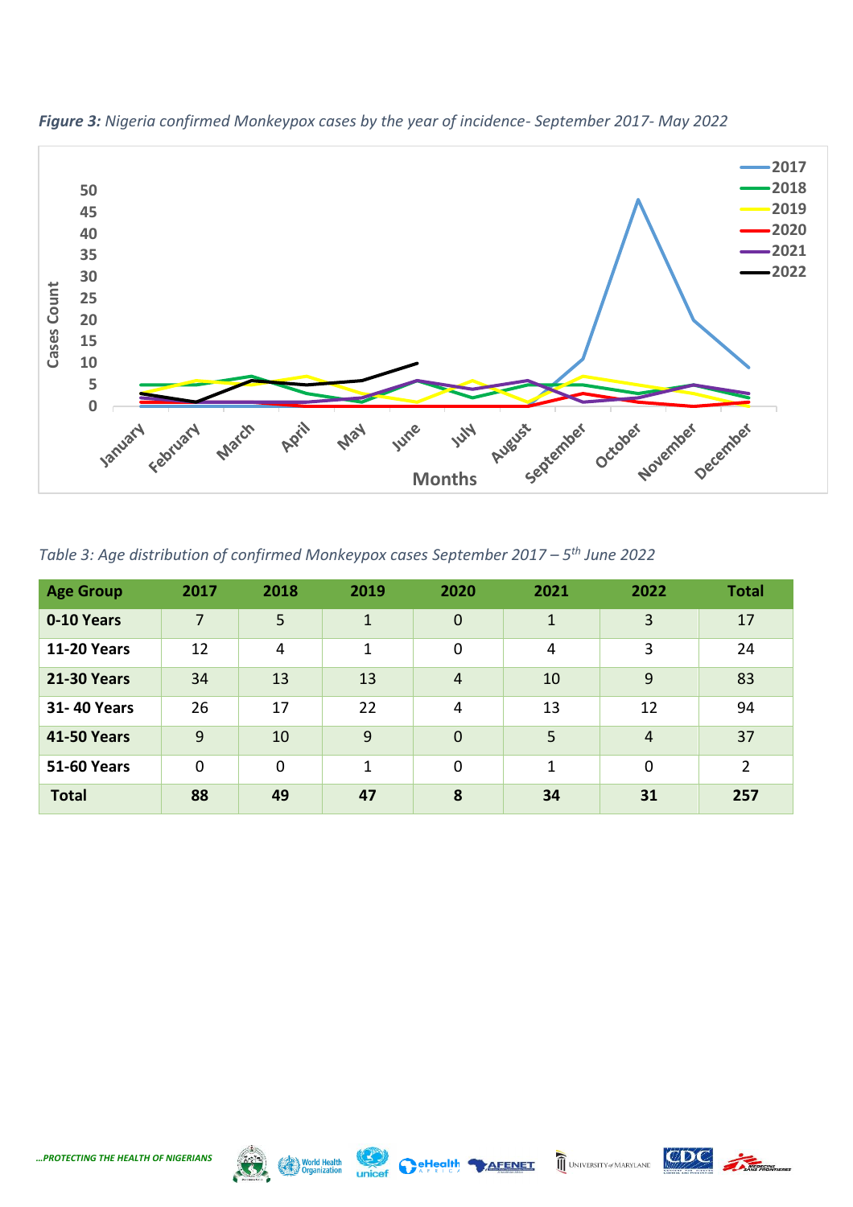***Figure 3:*** *Nigeria confirmed Monkeypox cases by the year of incidence- September 2017- May 2022*

*Table 3: Age distribution of confirmed Monkeypox cases September 2017 – 5th June 2022*

| Age Group | 2017 | 2018 | 2019 | 2020 | 2021 | 2022 | Total |
|---|---|---|---|---|---|---|---|
| **0-10 Years** | 7 | 5 | 1 | 0 | 1 | 3 | 17 |
| **11-20 Years** | 12 | 4 | 1 | 0 | 4 | 3 | 24 |
| **21-30 Years** | 34 | 13 | 13 | 4 | 10 | 9 | 83 |
| **31- 40 Years** | 26 | 17 | 22 | 4 | 13 | 12 | 94 |
| **41-50 Years** | 9 | 10 | 9 | 0 | 5 | 4 | 37 |
| **51-60 Years** | 0 | 0 | 1 | 0 | 1 | 0 | 2 |
| **Total** | **88** | **49** | **47** | **8** | **34** | **31** | **257** |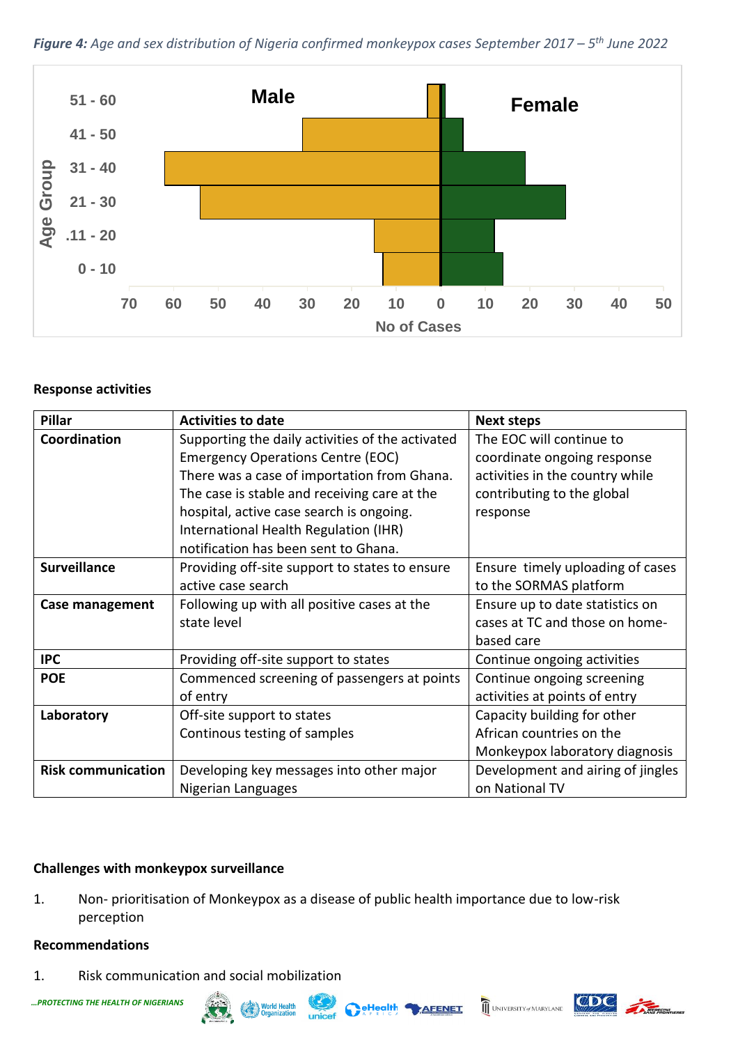*Figure 4: Age and sex distribution of Nigeria confirmed monkeypox cases September 2017 – 5th June 2022*

### Response activities

| Pillar | Activities to date | Next steps |
|---|---|---|
| **Coordination** | Supporting the daily activities of the activated Emergency Operations Centre (EOC) There was a case of importation from Ghana. The case is stable and receiving care at the hospital, active case search is ongoing. International Health Regulation (IHR) notification has been sent to Ghana. | The EOC will continue to coordinate ongoing response activities in the country while contributing to the global response |
| **Surveillance** | Providing off-site support to states to ensure active case search | Ensure timely uploading of cases to the SORMAS platform |
| **Case management** | Following up with all positive cases at the state level | Ensure up to date statistics on cases at TC and those on home-based care |
| **IPC** | Providing off-site support to states | Continue ongoing activities |
| **POE** | Commenced screening of passengers at points of entry | Continue ongoing screening activities at points of entry |
| **Laboratory** | Off-site support to states Continous testing of samples | Capacity building for other African countries on the Monkeypox laboratory diagnosis |
| **Risk communication** | Developing key messages into other major Nigerian Languages | Development and airing of jingles on National TV |

### Challenges with monkeypox surveillance

1. Non- prioritisation of Monkeypox as a disease of public health importance due to low-risk perception

### Recommendations

1. Risk communication and social mobilization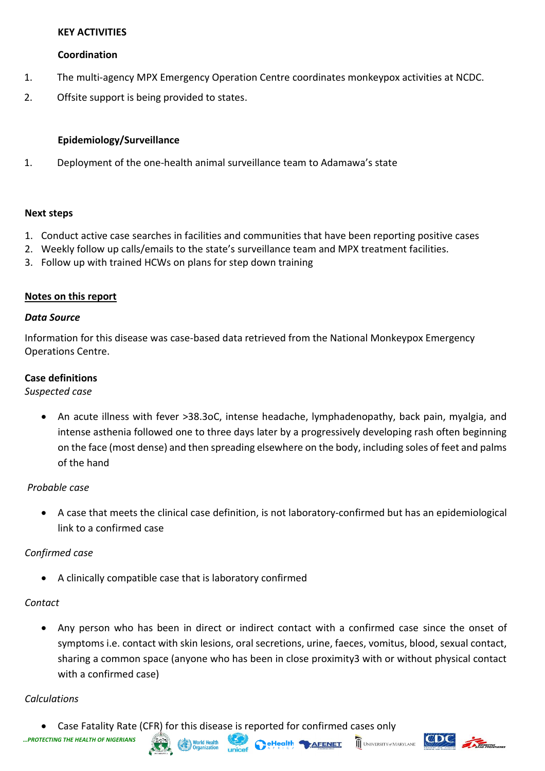**KEY ACTIVITIES**

**Coordination**

1. The multi-agency MPX Emergency Operation Centre coordinates monkeypox activities at NCDC.
2. Offsite support is being provided to states.

**Epidemiology/Surveillance**

1. Deployment of the one-health animal surveillance team to Adamawa's state

**Next steps**

1. Conduct active case searches in facilities and communities that have been reporting positive cases
2. Weekly follow up calls/emails to the state's surveillance team and MPX treatment facilities.
3. Follow up with trained HCWs on plans for step down training

**Notes on this report**

***Data Source***

Information for this disease was case-based data retrieved from the National Monkeypox Emergency Operations Centre.

**Case definitions**

*Suspected case*

- An acute illness with fever >38.3oC, intense headache, lymphadenopathy, back pain, myalgia, and intense asthenia followed one to three days later by a progressively developing rash often beginning on the face (most dense) and then spreading elsewhere on the body, including soles of feet and palms of the hand

*Probable case*

- A case that meets the clinical case definition, is not laboratory-confirmed but has an epidemiological link to a confirmed case

*Confirmed case*

- A clinically compatible case that is laboratory confirmed

*Contact*

- Any person who has been in direct or indirect contact with a confirmed case since the onset of symptoms i.e. contact with skin lesions, oral secretions, urine, faeces, vomitus, blood, sexual contact, sharing a common space (anyone who has been in close proximity3 with or without physical contact with a confirmed case)

*Calculations*

- Case Fatality Rate (CFR) for this disease is reported for confirmed cases only